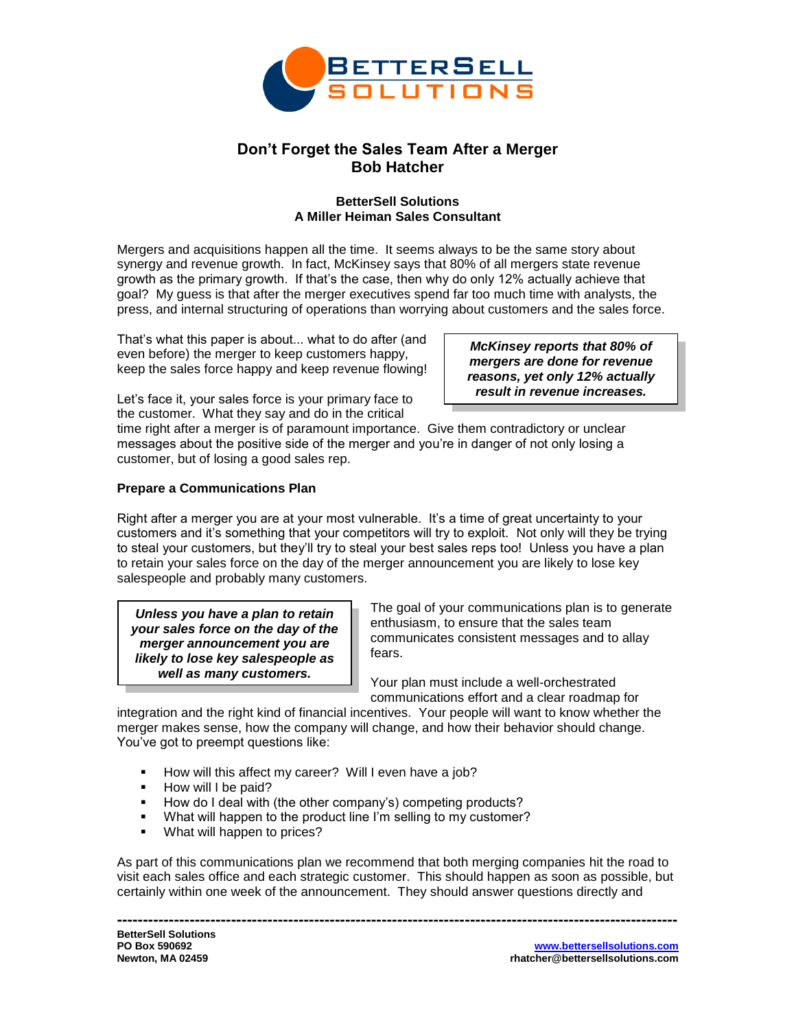# Don't Forget the Sales Team After a Merger
## Bob Hatcher

**BetterSell Solutions**
**A Miller Heiman Sales Consultant**

Mergers and acquisitions happen all the time. It seems always to be the same story about synergy and revenue growth. In fact, McKinsey says that 80% of all mergers state revenue growth as the primary growth. If that's the case, then why do only 12% actually achieve that goal? My guess is that after the merger executives spend far too much time with analysts, the press, and internal structuring of operations than worrying about customers and the sales force.

That's what this paper is about... what to do after (and even before) the merger to keep customers happy, keep the sales force happy and keep revenue flowing!

> ***McKinsey reports that 80% of mergers are done for revenue reasons, yet only 12% actually result in revenue increases.***

Let's face it, your sales force is your primary face to the customer. What they say and do in the critical time right after a merger is of paramount importance. Give them contradictory or unclear messages about the positive side of the merger and you're in danger of not only losing a customer, but of losing a good sales rep.

**Prepare a Communications Plan**

Right after a merger you are at your most vulnerable. It's a time of great uncertainty to your customers and it's something that your competitors will try to exploit. Not only will they be trying to steal your customers, but they'll try to steal your best sales reps too! Unless you have a plan to retain your sales force on the day of the merger announcement you are likely to lose key salespeople and probably many customers.

> ***Unless you have a plan to retain your sales force on the day of the merger announcement you are likely to lose key salespeople as well as many customers.***

The goal of your communications plan is to generate enthusiasm, to ensure that the sales team communicates consistent messages and to allay fears.

Your plan must include a well-orchestrated communications effort and a clear roadmap for integration and the right kind of financial incentives. Your people will want to know whether the merger makes sense, how the company will change, and how their behavior should change. You've got to preempt questions like:

- How will this affect my career? Will I even have a job?
- How will I be paid?
- How do I deal with (the other company's) competing products?
- What will happen to the product line I'm selling to my customer?
- What will happen to prices?

As part of this communications plan we recommend that both merging companies hit the road to visit each sales office and each strategic customer. This should happen as soon as possible, but certainly within one week of the announcement. They should answer questions directly and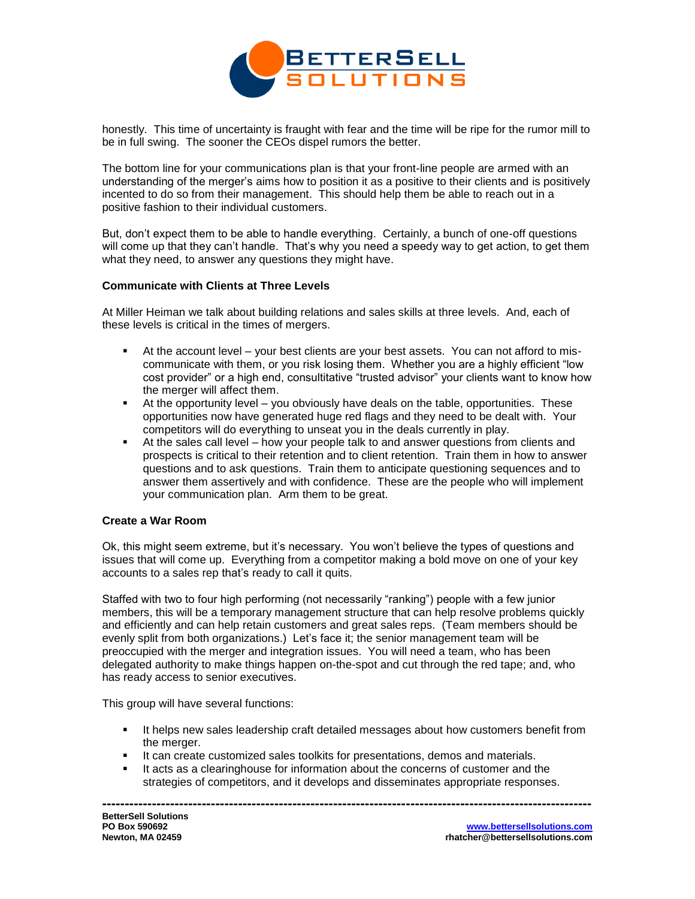honestly. This time of uncertainty is fraught with fear and the time will be ripe for the rumor mill to be in full swing. The sooner the CEOs dispel rumors the better.

The bottom line for your communications plan is that your front-line people are armed with an understanding of the merger's aims how to position it as a positive to their clients and is positively incented to do so from their management. This should help them be able to reach out in a positive fashion to their individual customers.

But, don't expect them to be able to handle everything. Certainly, a bunch of one-off questions will come up that they can't handle. That's why you need a speedy way to get action, to get them what they need, to answer any questions they might have.

**Communicate with Clients at Three Levels**

At Miller Heiman we talk about building relations and sales skills at three levels. And, each of these levels is critical in the times of mergers.

- At the account level – your best clients are your best assets. You can not afford to mis-communicate with them, or you risk losing them. Whether you are a highly efficient "low cost provider" or a high end, consultitative "trusted advisor" your clients want to know how the merger will affect them.
- At the opportunity level – you obviously have deals on the table, opportunities. These opportunities now have generated huge red flags and they need to be dealt with. Your competitors will do everything to unseat you in the deals currently in play.
- At the sales call level – how your people talk to and answer questions from clients and prospects is critical to their retention and to client retention. Train them in how to answer questions and to ask questions. Train them to anticipate questioning sequences and to answer them assertively and with confidence. These are the people who will implement your communication plan. Arm them to be great.

**Create a War Room**

Ok, this might seem extreme, but it's necessary. You won't believe the types of questions and issues that will come up. Everything from a competitor making a bold move on one of your key accounts to a sales rep that's ready to call it quits.

Staffed with two to four high performing (not necessarily "ranking") people with a few junior members, this will be a temporary management structure that can help resolve problems quickly and efficiently and can help retain customers and great sales reps. (Team members should be evenly split from both organizations.) Let's face it; the senior management team will be preoccupied with the merger and integration issues. You will need a team, who has been delegated authority to make things happen on-the-spot and cut through the red tape; and, who has ready access to senior executives.

This group will have several functions:

- It helps new sales leadership craft detailed messages about how customers benefit from the merger.
- It can create customized sales toolkits for presentations, demos and materials.
- It acts as a clearinghouse for information about the concerns of customer and the strategies of competitors, and it develops and disseminates appropriate responses.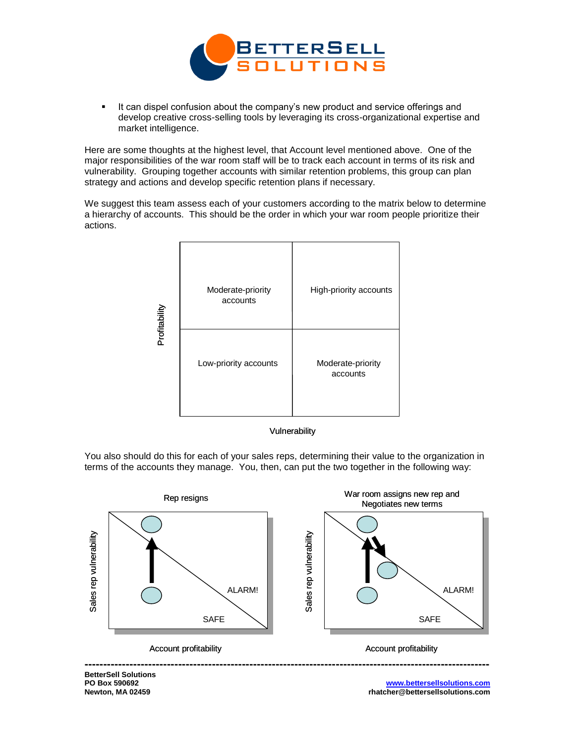- It can dispel confusion about the company's new product and service offerings and develop creative cross-selling tools by leveraging its cross-organizational expertise and market intelligence.

Here are some thoughts at the highest level, that Account level mentioned above. One of the major responsibilities of the war room staff will be to track each account in terms of its risk and vulnerability. Grouping together accounts with similar retention problems, this group can plan strategy and actions and develop specific retention plans if necessary.

We suggest this team assess each of your customers according to the matrix below to determine a hierarchy of accounts. This should be the order in which your war room people prioritize their actions.

| Profitability ↑ / Vulnerability → | | |
|---|---|---|
| High profitability | Moderate-priority accounts | High-priority accounts |
| Low profitability | Low-priority accounts | Moderate-priority accounts |

Vulnerability

You also should do this for each of your sales reps, determining their value to the organization in terms of the accounts they manage. You, then, can put the two together in the following way:

Rep resigns

Sales rep vulnerability

ALARM!

SAFE

Account profitability

War room assigns new rep and Negotiates new terms

Sales rep vulnerability

ALARM!

SAFE

Account profitability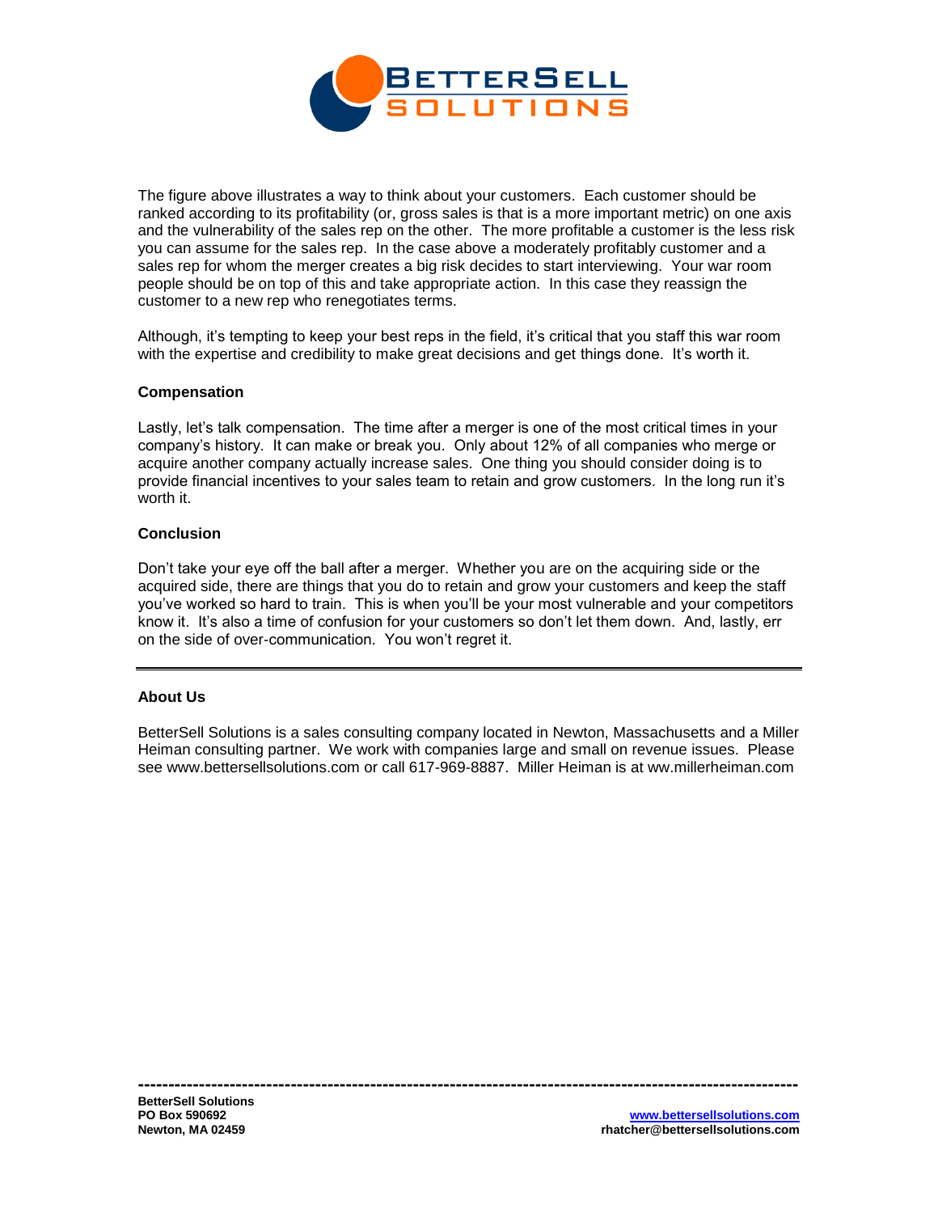The figure above illustrates a way to think about your customers. Each customer should be ranked according to its profitability (or, gross sales is that is a more important metric) on one axis and the vulnerability of the sales rep on the other. The more profitable a customer is the less risk you can assume for the sales rep. In the case above a moderately profitably customer and a sales rep for whom the merger creates a big risk decides to start interviewing. Your war room people should be on top of this and take appropriate action. In this case they reassign the customer to a new rep who renegotiates terms.

Although, it's tempting to keep your best reps in the field, it's critical that you staff this war room with the expertise and credibility to make great decisions and get things done. It's worth it.

**Compensation**

Lastly, let's talk compensation. The time after a merger is one of the most critical times in your company's history. It can make or break you. Only about 12% of all companies who merge or acquire another company actually increase sales. One thing you should consider doing is to provide financial incentives to your sales team to retain and grow customers. In the long run it's worth it.

**Conclusion**

Don't take your eye off the ball after a merger. Whether you are on the acquiring side or the acquired side, there are things that you do to retain and grow your customers and keep the staff you've worked so hard to train. This is when you'll be your most vulnerable and your competitors know it. It's also a time of confusion for your customers so don't let them down. And, lastly, err on the side of over-communication. You won't regret it.

---

**About Us**

BetterSell Solutions is a sales consulting company located in Newton, Massachusetts and a Miller Heiman consulting partner. We work with companies large and small on revenue issues. Please see www.bettersellsolutions.com or call 617-969-8887. Miller Heiman is at ww.millerheiman.com